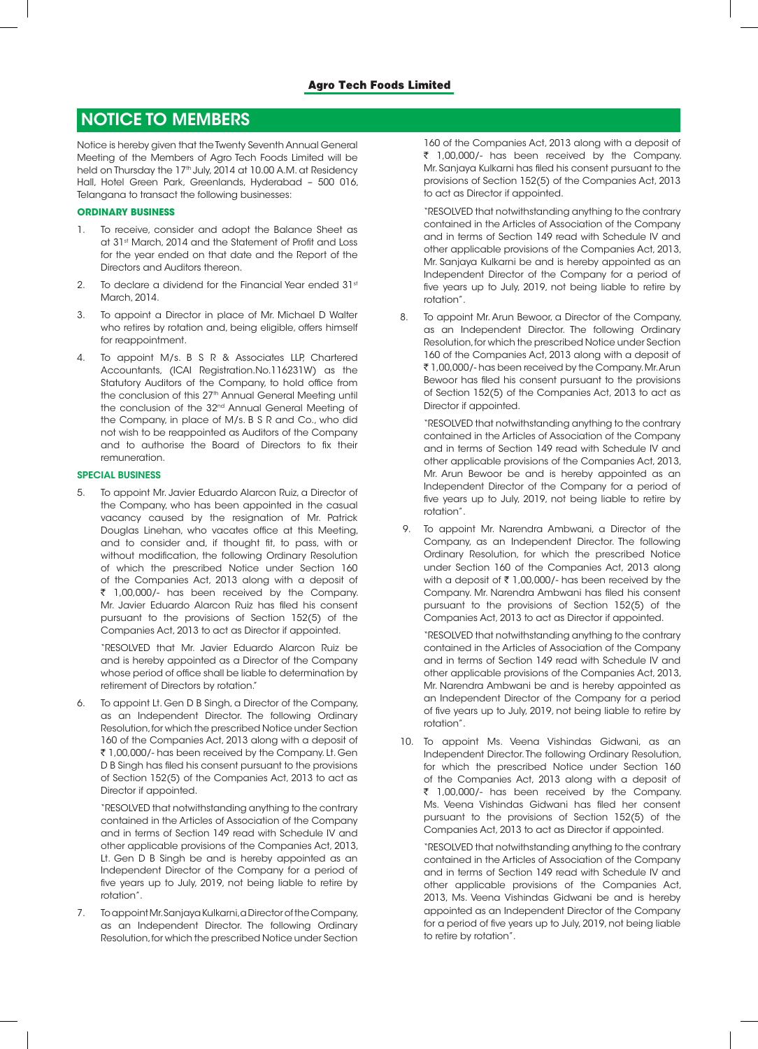# NOTICE TO MEMBERS

Notice is hereby given that the Twenty Seventh Annual General Meeting of the Members of Agro Tech Foods Limited will be held on Thursday the 17th July, 2014 at 10.00 A.M. at Residency Hall, Hotel Green Park, Greenlands, Hyderabad – 500 016, Telangana to transact the following businesses:

## ORDINARY BUSINESS

1. To receive, consider and adopt the Balance Sheet as at 31st March, 2014 and the Statement of Profit and Loss for the year ended on that date and the Report of the Directors and Auditors thereon.

2. To declare a dividend for the Financial Year ended 31st March, 2014.

3. To appoint a Director in place of Mr. Michael D Walter who retires by rotation and, being eligible, offers himself for reappointment.

4. To appoint M/s. B S R & Associates LLP, Chartered Accountants, (ICAI Registration.No.116231W) as the Statutory Auditors of the Company, to hold office from the conclusion of this 27th Annual General Meeting until the conclusion of the 32nd Annual General Meeting of the Company, in place of M/s. B S R and Co., who did not wish to be reappointed as Auditors of the Company and to authorise the Board of Directors to fix their remuneration.

## SPECIAL BUSINESS

5. To appoint Mr. Javier Eduardo Alarcon Ruiz, a Director of the Company, who has been appointed in the casual vacancy caused by the resignation of Mr. Patrick Douglas Linehan, who vacates office at this Meeting, and to consider and, if thought fit, to pass, with or without modification, the following Ordinary Resolution of which the prescribed Notice under Section 160 of the Companies Act, 2013 along with a deposit of ₹ 1,00,000/- has been received by the Company. Mr. Javier Eduardo Alarcon Ruiz has filed his consent pursuant to the provisions of Section 152(5) of the Companies Act, 2013 to act as Director if appointed.

   "RESOLVED that Mr. Javier Eduardo Alarcon Ruiz be and is hereby appointed as a Director of the Company whose period of office shall be liable to determination by retirement of Directors by rotation."

6. To appoint Lt. Gen D B Singh, a Director of the Company, as an Independent Director. The following Ordinary Resolution, for which the prescribed Notice under Section 160 of the Companies Act, 2013 along with a deposit of ₹ 1,00,000/- has been received by the Company. Lt. Gen D B Singh has filed his consent pursuant to the provisions of Section 152(5) of the Companies Act, 2013 to act as Director if appointed.

   "RESOLVED that notwithstanding anything to the contrary contained in the Articles of Association of the Company and in terms of Section 149 read with Schedule IV and other applicable provisions of the Companies Act, 2013, Lt. Gen D B Singh be and is hereby appointed as an Independent Director of the Company for a period of five years up to July, 2019, not being liable to retire by rotation".

7. To appoint Mr. Sanjaya Kulkarni, a Director of the Company, as an Independent Director. The following Ordinary Resolution, for which the prescribed Notice under Section 160 of the Companies Act, 2013 along with a deposit of ₹ 1,00,000/- has been received by the Company. Mr. Sanjaya Kulkarni has filed his consent pursuant to the provisions of Section 152(5) of the Companies Act, 2013 to act as Director if appointed.

   "RESOLVED that notwithstanding anything to the contrary contained in the Articles of Association of the Company and in terms of Section 149 read with Schedule IV and other applicable provisions of the Companies Act, 2013, Mr. Sanjaya Kulkarni be and is hereby appointed as an Independent Director of the Company for a period of five years up to July, 2019, not being liable to retire by rotation".

8. To appoint Mr. Arun Bewoor, a Director of the Company, as an Independent Director. The following Ordinary Resolution, for which the prescribed Notice under Section 160 of the Companies Act, 2013 along with a deposit of ₹ 1,00,000/- has been received by the Company. Mr. Arun Bewoor has filed his consent pursuant to the provisions of Section 152(5) of the Companies Act, 2013 to act as Director if appointed.

   "RESOLVED that notwithstanding anything to the contrary contained in the Articles of Association of the Company and in terms of Section 149 read with Schedule IV and other applicable provisions of the Companies Act, 2013, Mr. Arun Bewoor be and is hereby appointed as an Independent Director of the Company for a period of five years up to July, 2019, not being liable to retire by rotation".

9. To appoint Mr. Narendra Ambwani, a Director of the Company, as an Independent Director. The following Ordinary Resolution, for which the prescribed Notice under Section 160 of the Companies Act, 2013 along with a deposit of ₹ 1,00,000/- has been received by the Company. Mr. Narendra Ambwani has filed his consent pursuant to the provisions of Section 152(5) of the Companies Act, 2013 to act as Director if appointed.

   "RESOLVED that notwithstanding anything to the contrary contained in the Articles of Association of the Company and in terms of Section 149 read with Schedule IV and other applicable provisions of the Companies Act, 2013, Mr. Narendra Ambwani be and is hereby appointed as an Independent Director of the Company for a period of five years up to July, 2019, not being liable to retire by rotation".

10. To appoint Ms. Veena Vishindas Gidwani, as an Independent Director. The following Ordinary Resolution, for which the prescribed Notice under Section 160 of the Companies Act, 2013 along with a deposit of ₹ 1,00,000/- has been received by the Company. Ms. Veena Vishindas Gidwani has filed her consent pursuant to the provisions of Section 152(5) of the Companies Act, 2013 to act as Director if appointed.

    "RESOLVED that notwithstanding anything to the contrary contained in the Articles of Association of the Company and in terms of Section 149 read with Schedule IV and other applicable provisions of the Companies Act, 2013, Ms. Veena Vishindas Gidwani be and is hereby appointed as an Independent Director of the Company for a period of five years up to July, 2019, not being liable to retire by rotation".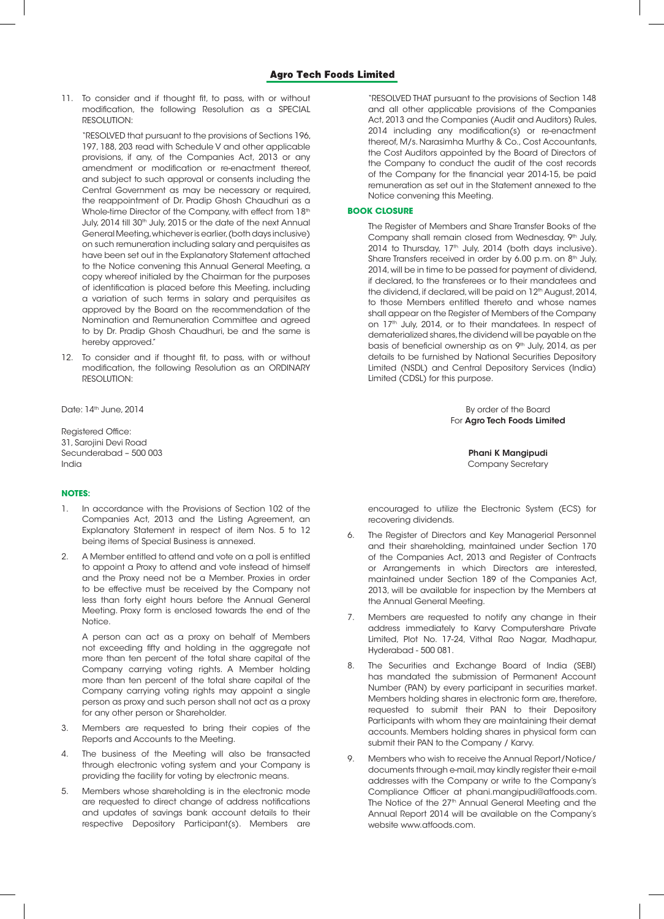11. To consider and if thought fit, to pass, with or without modification, the following Resolution as a SPECIAL RESOLUTION:

    "RESOLVED that pursuant to the provisions of Sections 196, 197, 188, 203 read with Schedule V and other applicable provisions, if any, of the Companies Act, 2013 or any amendment or modification or re-enactment thereof, and subject to such approval or consents including the Central Government as may be necessary or required, the reappointment of Dr. Pradip Ghosh Chaudhuri as a Whole-time Director of the Company, with effect from 18th July, 2014 till 30th July, 2015 or the date of the next Annual General Meeting, whichever is earlier, (both days inclusive) on such remuneration including salary and perquisites as have been set out in the Explanatory Statement attached to the Notice convening this Annual General Meeting, a copy whereof initialed by the Chairman for the purposes of identification is placed before this Meeting, including a variation of such terms in salary and perquisites as approved by the Board on the recommendation of the Nomination and Remuneration Committee and agreed to by Dr. Pradip Ghosh Chaudhuri, be and the same is hereby approved."

12. To consider and if thought fit, to pass, with or without modification, the following Resolution as an ORDINARY RESOLUTION:

    "RESOLVED THAT pursuant to the provisions of Section 148 and all other applicable provisions of the Companies Act, 2013 and the Companies (Audit and Auditors) Rules, 2014 including any modification(s) or re-enactment thereof, M/s. Narasimha Murthy & Co., Cost Accountants, the Cost Auditors appointed by the Board of Directors of the Company to conduct the audit of the cost records of the Company for the financial year 2014-15, be paid remuneration as set out in the Statement annexed to the Notice convening this Meeting.

## BOOK CLOSURE

The Register of Members and Share Transfer Books of the Company shall remain closed from Wednesday, 9th July, 2014 to Thursday, 17th July, 2014 (both days inclusive). Share Transfers received in order by 6.00 p.m. on 8th July, 2014, will be in time to be passed for payment of dividend, if declared, to the transferees or to their mandatees and the dividend, if declared, will be paid on 12th August, 2014, to those Members entitled thereto and whose names shall appear on the Register of Members of the Company on 17th July, 2014, or to their mandatees. In respect of dematerialized shares, the dividend will be payable on the basis of beneficial ownership as on 9th July, 2014, as per details to be furnished by National Securities Depository Limited (NSDL) and Central Depository Services (India) Limited (CDSL) for this purpose.

Date: 14th June, 2014

Registered Office:
31, Sarojini Devi Road
Secunderabad – 500 003
India

By order of the Board
For **Agro Tech Foods Limited**

**Phani K Mangipudi**
Company Secretary

## NOTES:

1. In accordance with the Provisions of Section 102 of the Companies Act, 2013 and the Listing Agreement, an Explanatory Statement in respect of item Nos. 5 to 12 being items of Special Business is annexed.

2. A Member entitled to attend and vote on a poll is entitled to appoint a Proxy to attend and vote instead of himself and the Proxy need not be a Member. Proxies in order to be effective must be received by the Company not less than forty eight hours before the Annual General Meeting. Proxy form is enclosed towards the end of the Notice.

   A person can act as a proxy on behalf of Members not exceeding fifty and holding in the aggregate not more than ten percent of the total share capital of the Company carrying voting rights. A Member holding more than ten percent of the total share capital of the Company carrying voting rights may appoint a single person as proxy and such person shall not act as a proxy for any other person or Shareholder.

3. Members are requested to bring their copies of the Reports and Accounts to the Meeting.

4. The business of the Meeting will also be transacted through electronic voting system and your Company is providing the facility for voting by electronic means.

5. Members whose shareholding is in the electronic mode are requested to direct change of address notifications and updates of savings bank account details to their respective Depository Participant(s). Members are encouraged to utilize the Electronic System (ECS) for recovering dividends.

6. The Register of Directors and Key Managerial Personnel and their shareholding, maintained under Section 170 of the Companies Act, 2013 and Register of Contracts or Arrangements in which Directors are interested, maintained under Section 189 of the Companies Act, 2013, will be available for inspection by the Members at the Annual General Meeting.

7. Members are requested to notify any change in their address immediately to Karvy Computershare Private Limited, Plot No. 17-24, Vithal Rao Nagar, Madhapur, Hyderabad - 500 081.

8. The Securities and Exchange Board of India (SEBI) has mandated the submission of Permanent Account Number (PAN) by every participant in securities market. Members holding shares in electronic form are, therefore, requested to submit their PAN to their Depository Participants with whom they are maintaining their demat accounts. Members holding shares in physical form can submit their PAN to the Company / Karvy.

9. Members who wish to receive the Annual Report/Notice/documents through e-mail, may kindly register their e-mail addresses with the Company or write to the Company's Compliance Officer at phani.mangipudi@atfoods.com. The Notice of the 27th Annual General Meeting and the Annual Report 2014 will be available on the Company's website www.atfoods.com.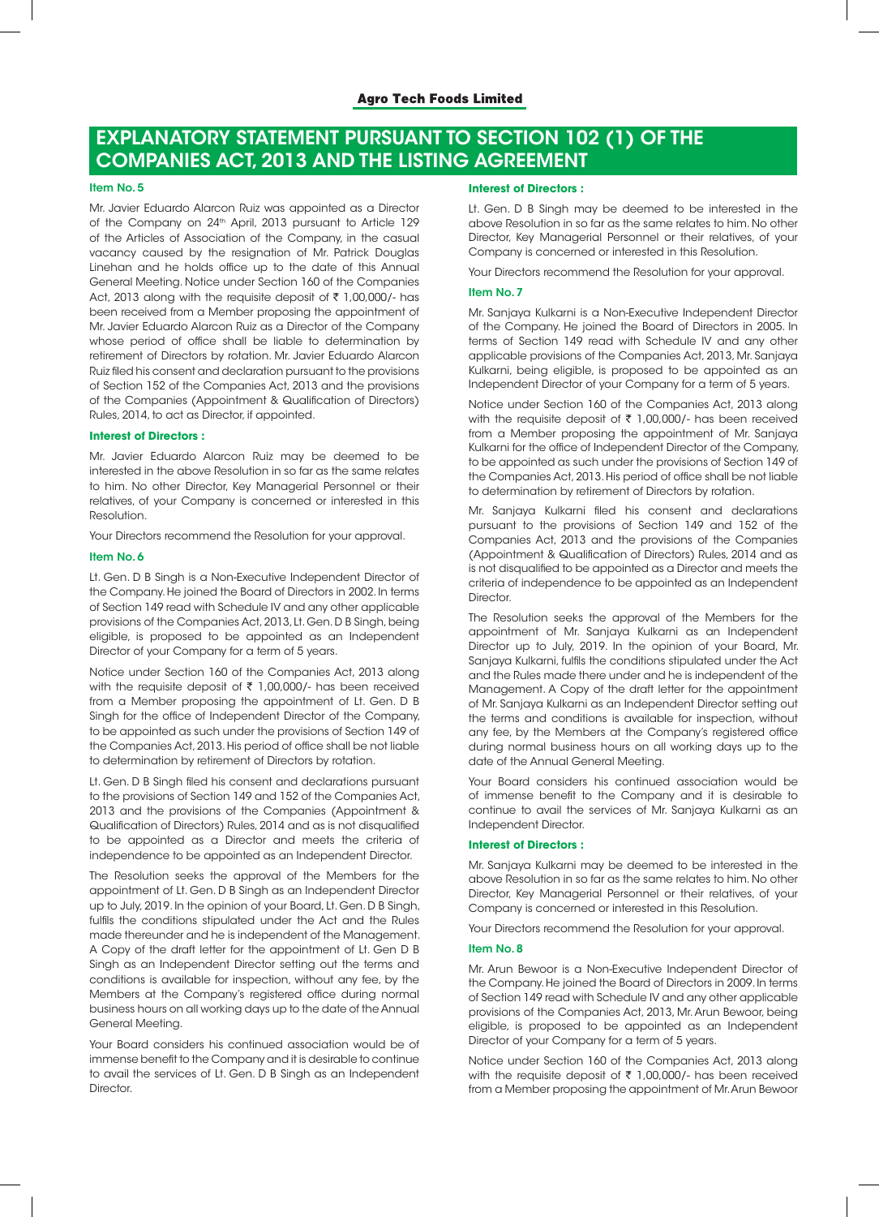# EXPLANATORY STATEMENT PURSUANT TO SECTION 102 (1) OF THE COMPANIES ACT, 2013 AND THE LISTING AGREEMENT

### Item No. 5

Mr. Javier Eduardo Alarcon Ruiz was appointed as a Director of the Company on 24th April, 2013 pursuant to Article 129 of the Articles of Association of the Company, in the casual vacancy caused by the resignation of Mr. Patrick Douglas Linehan and he holds office up to the date of this Annual General Meeting. Notice under Section 160 of the Companies Act, 2013 along with the requisite deposit of ₹ 1,00,000/- has been received from a Member proposing the appointment of Mr. Javier Eduardo Alarcon Ruiz as a Director of the Company whose period of office shall be liable to determination by retirement of Directors by rotation. Mr. Javier Eduardo Alarcon Ruiz filed his consent and declaration pursuant to the provisions of Section 152 of the Companies Act, 2013 and the provisions of the Companies (Appointment & Qualification of Directors) Rules, 2014, to act as Director, if appointed.

**Interest of Directors :**

Mr. Javier Eduardo Alarcon Ruiz may be deemed to be interested in the above Resolution in so far as the same relates to him. No other Director, Key Managerial Personnel or their relatives, of your Company is concerned or interested in this Resolution.

Your Directors recommend the Resolution for your approval.

### Item No. 6

Lt. Gen. D B Singh is a Non-Executive Independent Director of the Company. He joined the Board of Directors in 2002. In terms of Section 149 read with Schedule IV and any other applicable provisions of the Companies Act, 2013, Lt. Gen. D B Singh, being eligible, is proposed to be appointed as an Independent Director of your Company for a term of 5 years.

Notice under Section 160 of the Companies Act, 2013 along with the requisite deposit of ₹ 1,00,000/- has been received from a Member proposing the appointment of Lt. Gen. D B Singh for the office of Independent Director of the Company, to be appointed as such under the provisions of Section 149 of the Companies Act, 2013. His period of office shall be not liable to determination by retirement of Directors by rotation.

Lt. Gen. D B Singh filed his consent and declarations pursuant to the provisions of Section 149 and 152 of the Companies Act, 2013 and the provisions of the Companies (Appointment & Qualification of Directors) Rules, 2014 and as is not disqualified to be appointed as a Director and meets the criteria of independence to be appointed as an Independent Director.

The Resolution seeks the approval of the Members for the appointment of Lt. Gen. D B Singh as an Independent Director up to July, 2019. In the opinion of your Board, Lt. Gen. D B Singh, fulfils the conditions stipulated under the Act and the Rules made thereunder and he is independent of the Management. A Copy of the draft letter for the appointment of Lt. Gen D B Singh as an Independent Director setting out the terms and conditions is available for inspection, without any fee, by the Members at the Company's registered office during normal business hours on all working days up to the date of the Annual General Meeting.

Your Board considers his continued association would be of immense benefit to the Company and it is desirable to continue to avail the services of Lt. Gen. D B Singh as an Independent Director.

**Interest of Directors :**

Lt. Gen. D B Singh may be deemed to be interested in the above Resolution in so far as the same relates to him. No other Director, Key Managerial Personnel or their relatives, of your Company is concerned or interested in this Resolution.

Your Directors recommend the Resolution for your approval.

### Item No. 7

Mr. Sanjaya Kulkarni is a Non-Executive Independent Director of the Company. He joined the Board of Directors in 2005. In terms of Section 149 read with Schedule IV and any other applicable provisions of the Companies Act, 2013, Mr. Sanjaya Kulkarni, being eligible, is proposed to be appointed as an Independent Director of your Company for a term of 5 years.

Notice under Section 160 of the Companies Act, 2013 along with the requisite deposit of ₹ 1,00,000/- has been received from a Member proposing the appointment of Mr. Sanjaya Kulkarni for the office of Independent Director of the Company, to be appointed as such under the provisions of Section 149 of the Companies Act, 2013. His period of office shall be not liable to determination by retirement of Directors by rotation.

Mr. Sanjaya Kulkarni filed his consent and declarations pursuant to the provisions of Section 149 and 152 of the Companies Act, 2013 and the provisions of the Companies (Appointment & Qualification of Directors) Rules, 2014 and as is not disqualified to be appointed as a Director and meets the criteria of independence to be appointed as an Independent Director.

The Resolution seeks the approval of the Members for the appointment of Mr. Sanjaya Kulkarni as an Independent Director up to July, 2019. In the opinion of your Board, Mr. Sanjaya Kulkarni, fulfils the conditions stipulated under the Act and the Rules made there under and he is independent of the Management. A Copy of the draft letter for the appointment of Mr. Sanjaya Kulkarni as an Independent Director setting out the terms and conditions is available for inspection, without any fee, by the Members at the Company's registered office during normal business hours on all working days up to the date of the Annual General Meeting.

Your Board considers his continued association would be of immense benefit to the Company and it is desirable to continue to avail the services of Mr. Sanjaya Kulkarni as an Independent Director.

**Interest of Directors :**

Mr. Sanjaya Kulkarni may be deemed to be interested in the above Resolution in so far as the same relates to him. No other Director, Key Managerial Personnel or their relatives, of your Company is concerned or interested in this Resolution.

Your Directors recommend the Resolution for your approval.

### Item No. 8

Mr. Arun Bewoor is a Non-Executive Independent Director of the Company. He joined the Board of Directors in 2009. In terms of Section 149 read with Schedule IV and any other applicable provisions of the Companies Act, 2013, Mr. Arun Bewoor, being eligible, is proposed to be appointed as an Independent Director of your Company for a term of 5 years.

Notice under Section 160 of the Companies Act, 2013 along with the requisite deposit of ₹ 1,00,000/- has been received from a Member proposing the appointment of Mr. Arun Bewoor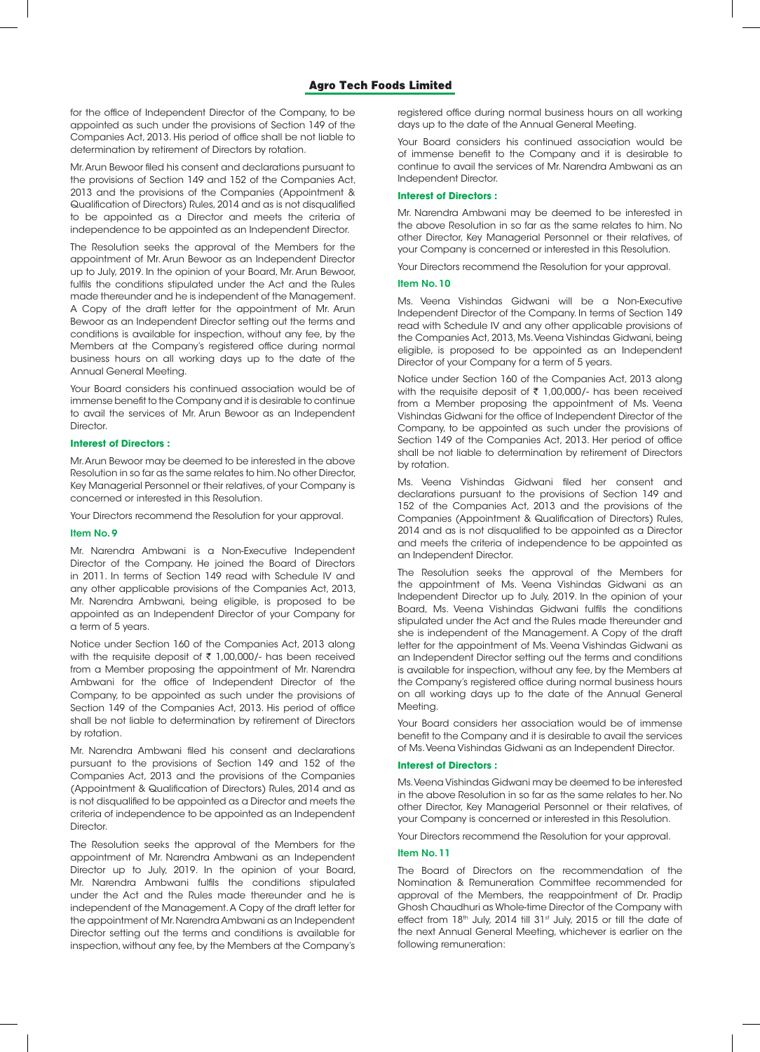for the office of Independent Director of the Company, to be appointed as such under the provisions of Section 149 of the Companies Act, 2013. His period of office shall be not liable to determination by retirement of Directors by rotation.

Mr. Arun Bewoor filed his consent and declarations pursuant to the provisions of Section 149 and 152 of the Companies Act, 2013 and the provisions of the Companies (Appointment & Qualification of Directors) Rules, 2014 and as is not disqualified to be appointed as a Director and meets the criteria of independence to be appointed as an Independent Director.

The Resolution seeks the approval of the Members for the appointment of Mr. Arun Bewoor as an Independent Director up to July, 2019. In the opinion of your Board, Mr. Arun Bewoor, fulfils the conditions stipulated under the Act and the Rules made thereunder and he is independent of the Management. A Copy of the draft letter for the appointment of Mr. Arun Bewoor as an Independent Director setting out the terms and conditions is available for inspection, without any fee, by the Members at the Company's registered office during normal business hours on all working days up to the date of the Annual General Meeting.

Your Board considers his continued association would be of immense benefit to the Company and it is desirable to continue to avail the services of Mr. Arun Bewoor as an Independent Director.

**Interest of Directors :**

Mr. Arun Bewoor may be deemed to be interested in the above Resolution in so far as the same relates to him. No other Director, Key Managerial Personnel or their relatives, of your Company is concerned or interested in this Resolution.

Your Directors recommend the Resolution for your approval.

**Item No. 9**

Mr. Narendra Ambwani is a Non-Executive Independent Director of the Company. He joined the Board of Directors in 2011. In terms of Section 149 read with Schedule IV and any other applicable provisions of the Companies Act, 2013, Mr. Narendra Ambwani, being eligible, is proposed to be appointed as an Independent Director of your Company for a term of 5 years.

Notice under Section 160 of the Companies Act, 2013 along with the requisite deposit of ₹ 1,00,000/- has been received from a Member proposing the appointment of Mr. Narendra Ambwani for the office of Independent Director of the Company, to be appointed as such under the provisions of Section 149 of the Companies Act, 2013. His period of office shall be not liable to determination by retirement of Directors by rotation.

Mr. Narendra Ambwani filed his consent and declarations pursuant to the provisions of Section 149 and 152 of the Companies Act, 2013 and the provisions of the Companies (Appointment & Qualification of Directors) Rules, 2014 and as is not disqualified to be appointed as a Director and meets the criteria of independence to be appointed as an Independent Director.

The Resolution seeks the approval of the Members for the appointment of Mr. Narendra Ambwani as an Independent Director up to July, 2019. In the opinion of your Board, Mr. Narendra Ambwani fulfils the conditions stipulated under the Act and the Rules made thereunder and he is independent of the Management. A Copy of the draft letter for the appointment of Mr. Narendra Ambwani as an Independent Director setting out the terms and conditions is available for inspection, without any fee, by the Members at the Company's registered office during normal business hours on all working days up to the date of the Annual General Meeting.

Your Board considers his continued association would be of immense benefit to the Company and it is desirable to continue to avail the services of Mr. Narendra Ambwani as an Independent Director.

**Interest of Directors :**

Mr. Narendra Ambwani may be deemed to be interested in the above Resolution in so far as the same relates to him. No other Director, Key Managerial Personnel or their relatives, of your Company is concerned or interested in this Resolution.

Your Directors recommend the Resolution for your approval.

**Item No. 10**

Ms. Veena Vishindas Gidwani will be a Non-Executive Independent Director of the Company. In terms of Section 149 read with Schedule IV and any other applicable provisions of the Companies Act, 2013, Ms. Veena Vishindas Gidwani, being eligible, is proposed to be appointed as an Independent Director of your Company for a term of 5 years.

Notice under Section 160 of the Companies Act, 2013 along with the requisite deposit of ₹ 1,00,000/- has been received from a Member proposing the appointment of Ms. Veena Vishindas Gidwani for the office of Independent Director of the Company, to be appointed as such under the provisions of Section 149 of the Companies Act, 2013. Her period of office shall be not liable to determination by retirement of Directors by rotation.

Ms. Veena Vishindas Gidwani filed her consent and declarations pursuant to the provisions of Section 149 and 152 of the Companies Act, 2013 and the provisions of the Companies (Appointment & Qualification of Directors) Rules, 2014 and as is not disqualified to be appointed as a Director and meets the criteria of independence to be appointed as an Independent Director.

The Resolution seeks the approval of the Members for the appointment of Ms. Veena Vishindas Gidwani as an Independent Director up to July, 2019. In the opinion of your Board, Ms. Veena Vishindas Gidwani fulfils the conditions stipulated under the Act and the Rules made thereunder and she is independent of the Management. A Copy of the draft letter for the appointment of Ms. Veena Vishindas Gidwani as an Independent Director setting out the terms and conditions is available for inspection, without any fee, by the Members at the Company's registered office during normal business hours on all working days up to the date of the Annual General Meeting.

Your Board considers her association would be of immense benefit to the Company and it is desirable to avail the services of Ms. Veena Vishindas Gidwani as an Independent Director.

**Interest of Directors :**

Ms. Veena Vishindas Gidwani may be deemed to be interested in the above Resolution in so far as the same relates to her. No other Director, Key Managerial Personnel or their relatives, of your Company is concerned or interested in this Resolution.

Your Directors recommend the Resolution for your approval.

**Item No. 11**

The Board of Directors on the recommendation of the Nomination & Remuneration Committee recommended for approval of the Members, the reappointment of Dr. Pradip Ghosh Chaudhuri as Whole-time Director of the Company with effect from 18th July, 2014 till 31st July, 2015 or till the date of the next Annual General Meeting, whichever is earlier on the following remuneration: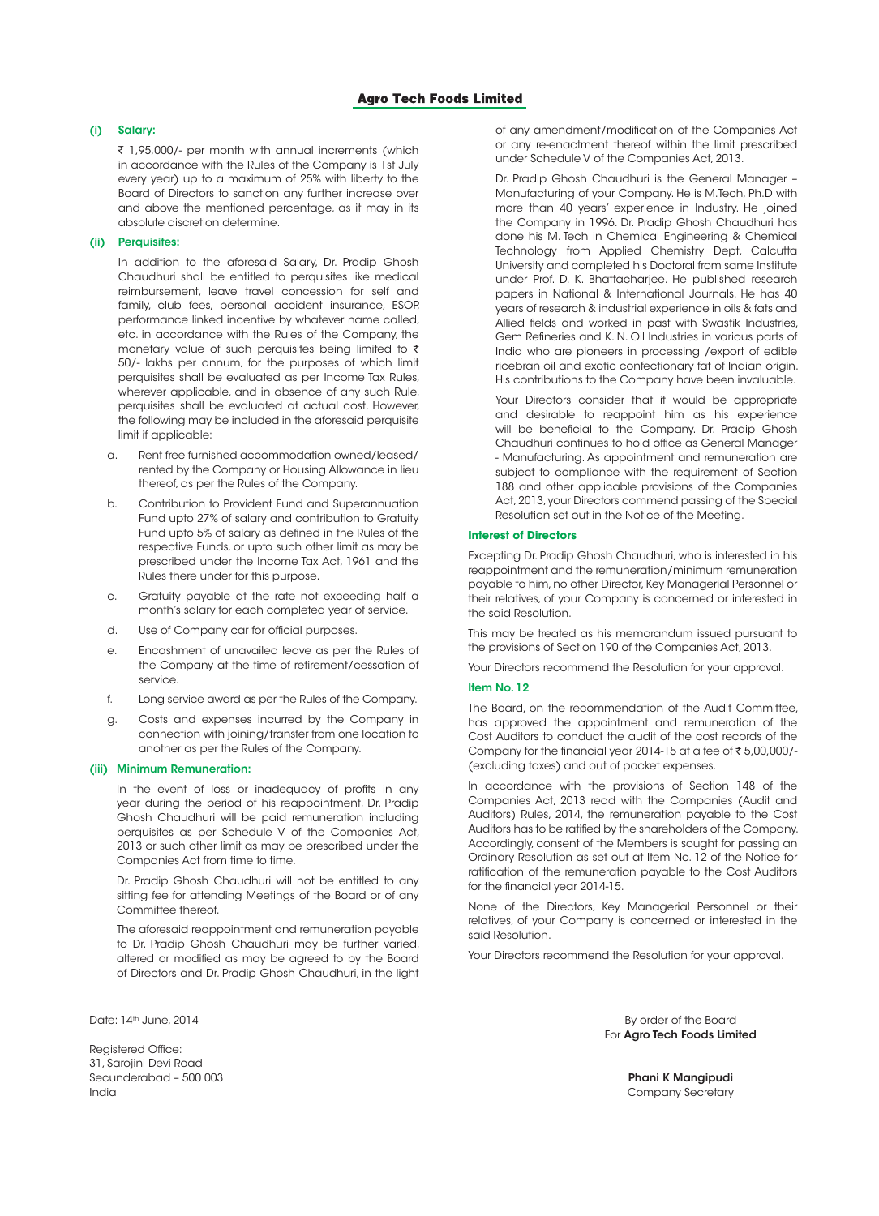**(i) Salary:**

₹ 1,95,000/- per month with annual increments (which in accordance with the Rules of the Company is 1st July every year) up to a maximum of 25% with liberty to the Board of Directors to sanction any further increase over and above the mentioned percentage, as it may in its absolute discretion determine.

**(ii) Perquisites:**

In addition to the aforesaid Salary, Dr. Pradip Ghosh Chaudhuri shall be entitled to perquisites like medical reimbursement, leave travel concession for self and family, club fees, personal accident insurance, ESOP, performance linked incentive by whatever name called, etc. in accordance with the Rules of the Company, the monetary value of such perquisites being limited to ₹ 50/- lakhs per annum, for the purposes of which limit perquisites shall be evaluated as per Income Tax Rules, wherever applicable, and in absence of any such Rule, perquisites shall be evaluated at actual cost. However, the following may be included in the aforesaid perquisite limit if applicable:

a. Rent free furnished accommodation owned/leased/rented by the Company or Housing Allowance in lieu thereof, as per the Rules of the Company.

b. Contribution to Provident Fund and Superannuation Fund upto 27% of salary and contribution to Gratuity Fund upto 5% of salary as defined in the Rules of the respective Funds, or upto such other limit as may be prescribed under the Income Tax Act, 1961 and the Rules there under for this purpose.

c. Gratuity payable at the rate not exceeding half a month's salary for each completed year of service.

d. Use of Company car for official purposes.

e. Encashment of unavailed leave as per the Rules of the Company at the time of retirement/cessation of service.

f. Long service award as per the Rules of the Company.

g. Costs and expenses incurred by the Company in connection with joining/transfer from one location to another as per the Rules of the Company.

**(iii) Minimum Remuneration:**

In the event of loss or inadequacy of profits in any year during the period of his reappointment, Dr. Pradip Ghosh Chaudhuri will be paid remuneration including perquisites as per Schedule V of the Companies Act, 2013 or such other limit as may be prescribed under the Companies Act from time to time.

Dr. Pradip Ghosh Chaudhuri will not be entitled to any sitting fee for attending Meetings of the Board or of any Committee thereof.

The aforesaid reappointment and remuneration payable to Dr. Pradip Ghosh Chaudhuri may be further varied, altered or modified as may be agreed to by the Board of Directors and Dr. Pradip Ghosh Chaudhuri, in the light of any amendment/modification of the Companies Act or any re-enactment thereof within the limit prescribed under Schedule V of the Companies Act, 2013.

Dr. Pradip Ghosh Chaudhuri is the General Manager – Manufacturing of your Company. He is M.Tech, Ph.D with more than 40 years' experience in Industry. He joined the Company in 1996. Dr. Pradip Ghosh Chaudhuri has done his M. Tech in Chemical Engineering & Chemical Technology from Applied Chemistry Dept, Calcutta University and completed his Doctoral from same Institute under Prof. D. K. Bhattacharjee. He published research papers in National & International Journals. He has 40 years of research & industrial experience in oils & fats and Allied fields and worked in past with Swastik Industries, Gem Refineries and K. N. Oil Industries in various parts of India who are pioneers in processing /export of edible ricebran oil and exotic confectionary fat of Indian origin. His contributions to the Company have been invaluable.

Your Directors consider that it would be appropriate and desirable to reappoint him as his experience will be beneficial to the Company. Dr. Pradip Ghosh Chaudhuri continues to hold office as General Manager - Manufacturing. As appointment and remuneration are subject to compliance with the requirement of Section 188 and other applicable provisions of the Companies Act, 2013, your Directors commend passing of the Special Resolution set out in the Notice of the Meeting.

**Interest of Directors**

Excepting Dr. Pradip Ghosh Chaudhuri, who is interested in his reappointment and the remuneration/minimum remuneration payable to him, no other Director, Key Managerial Personnel or their relatives, of your Company is concerned or interested in the said Resolution.

This may be treated as his memorandum issued pursuant to the provisions of Section 190 of the Companies Act, 2013.

Your Directors recommend the Resolution for your approval.

**Item No. 12**

The Board, on the recommendation of the Audit Committee, has approved the appointment and remuneration of the Cost Auditors to conduct the audit of the cost records of the Company for the financial year 2014-15 at a fee of ₹ 5,00,000/- (excluding taxes) and out of pocket expenses.

In accordance with the provisions of Section 148 of the Companies Act, 2013 read with the Companies (Audit and Auditors) Rules, 2014, the remuneration payable to the Cost Auditors has to be ratified by the shareholders of the Company. Accordingly, consent of the Members is sought for passing an Ordinary Resolution as set out at Item No. 12 of the Notice for ratification of the remuneration payable to the Cost Auditors for the financial year 2014-15.

None of the Directors, Key Managerial Personnel or their relatives, of your Company is concerned or interested in the said Resolution.

Your Directors recommend the Resolution for your approval.

Date: 14th June, 2014

Registered Office:
31, Sarojini Devi Road
Secunderabad – 500 003
India

By order of the Board
For **Agro Tech Foods Limited**

**Phani K Mangipudi**
Company Secretary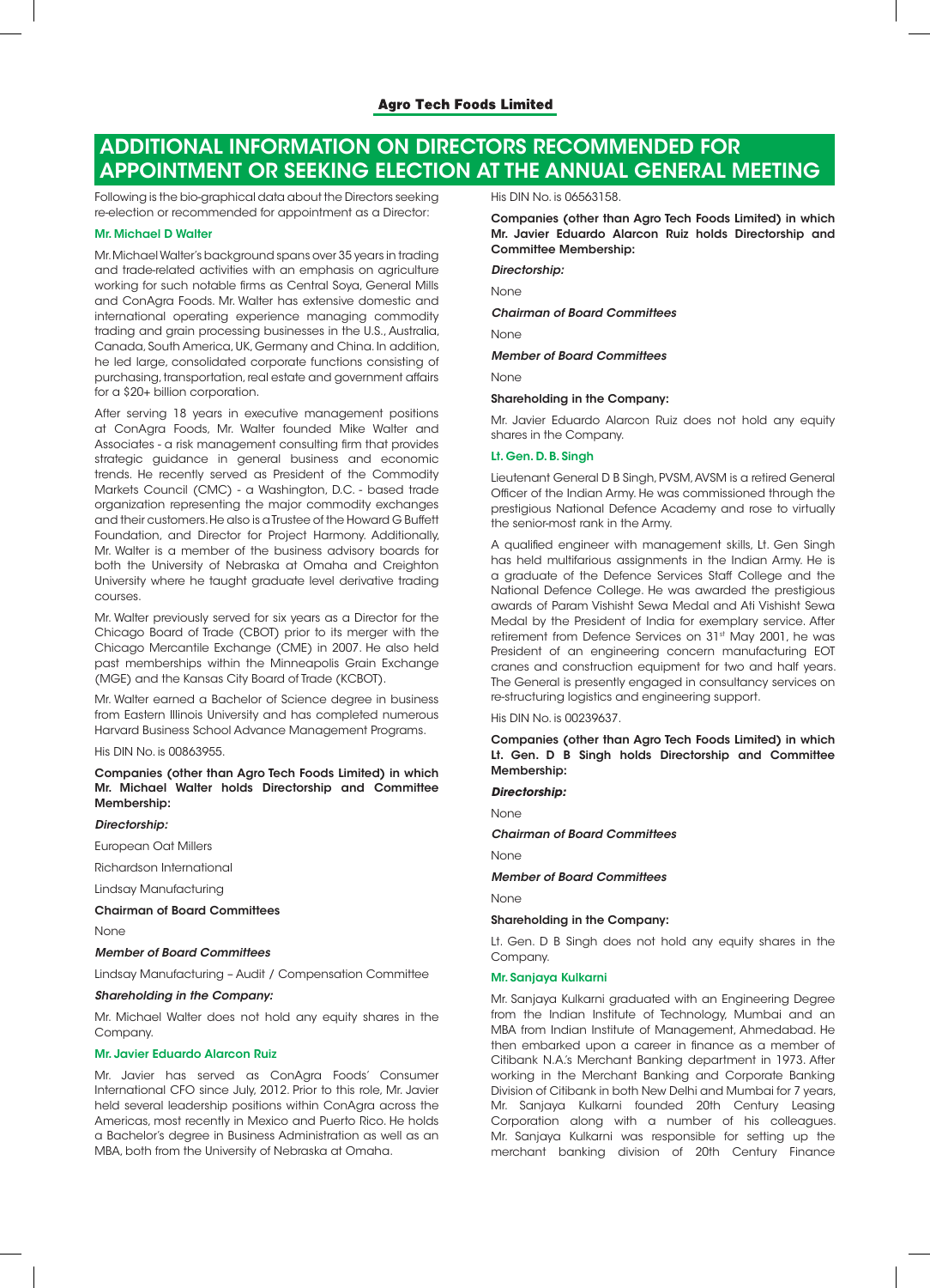# ADDITIONAL INFORMATION ON DIRECTORS RECOMMENDED FOR APPOINTMENT OR SEEKING ELECTION AT THE ANNUAL GENERAL MEETING

Following is the bio-graphical data about the Directors seeking re-election or recommended for appointment as a Director:

### Mr. Michael D Walter

Mr. Michael Walter's background spans over 35 years in trading and trade-related activities with an emphasis on agriculture working for such notable firms as Central Soya, General Mills and ConAgra Foods. Mr. Walter has extensive domestic and international operating experience managing commodity trading and grain processing businesses in the U.S., Australia, Canada, South America, UK, Germany and China. In addition, he led large, consolidated corporate functions consisting of purchasing, transportation, real estate and government affairs for a $20+ billion corporation.

After serving 18 years in executive management positions at ConAgra Foods, Mr. Walter founded Mike Walter and Associates - a risk management consulting firm that provides strategic guidance in general business and economic trends. He recently served as President of the Commodity Markets Council (CMC) - a Washington, D.C. - based trade organization representing the major commodity exchanges and their customers. He also is a Trustee of the Howard G Buffett Foundation, and Director for Project Harmony. Additionally, Mr. Walter is a member of the business advisory boards for both the University of Nebraska at Omaha and Creighton University where he taught graduate level derivative trading courses.

Mr. Walter previously served for six years as a Director for the Chicago Board of Trade (CBOT) prior to its merger with the Chicago Mercantile Exchange (CME) in 2007. He also held past memberships within the Minneapolis Grain Exchange (MGE) and the Kansas City Board of Trade (KCBOT).

Mr. Walter earned a Bachelor of Science degree in business from Eastern Illinois University and has completed numerous Harvard Business School Advance Management Programs.

His DIN No. is 00863955.

**Companies (other than Agro Tech Foods Limited) in which Mr. Michael Walter holds Directorship and Committee Membership:**

***Directorship:***

European Oat Millers

Richardson International

Lindsay Manufacturing

**Chairman of Board Committees**

None

***Member of Board Committees***

Lindsay Manufacturing – Audit / Compensation Committee

***Shareholding in the Company:***

Mr. Michael Walter does not hold any equity shares in the Company.

### Mr. Javier Eduardo Alarcon Ruiz

Mr. Javier has served as ConAgra Foods' Consumer International CFO since July, 2012. Prior to this role, Mr. Javier held several leadership positions within ConAgra across the Americas, most recently in Mexico and Puerto Rico. He holds a Bachelor's degree in Business Administration as well as an MBA, both from the University of Nebraska at Omaha.

His DIN No. is 06563158.

**Companies (other than Agro Tech Foods Limited) in which Mr. Javier Eduardo Alarcon Ruiz holds Directorship and Committee Membership:**

***Directorship:***

None

***Chairman of Board Committees***

None

***Member of Board Committees***

None

**Shareholding in the Company:**

Mr. Javier Eduardo Alarcon Ruiz does not hold any equity shares in the Company.

### Lt. Gen. D. B. Singh

Lieutenant General D B Singh, PVSM, AVSM is a retired General Officer of the Indian Army. He was commissioned through the prestigious National Defence Academy and rose to virtually the senior-most rank in the Army.

A qualified engineer with management skills, Lt. Gen Singh has held multifarious assignments in the Indian Army. He is a graduate of the Defence Services Staff College and the National Defence College. He was awarded the prestigious awards of Param Vishisht Sewa Medal and Ati Vishisht Sewa Medal by the President of India for exemplary service. After retirement from Defence Services on 31st May 2001, he was President of an engineering concern manufacturing EOT cranes and construction equipment for two and half years. The General is presently engaged in consultancy services on re-structuring logistics and engineering support.

His DIN No. is 00239637.

**Companies (other than Agro Tech Foods Limited) in which Lt. Gen. D B Singh holds Directorship and Committee Membership:**

***Directorship:***

None

***Chairman of Board Committees***

None

***Member of Board Committees***

None

**Shareholding in the Company:**

Lt. Gen. D B Singh does not hold any equity shares in the Company.

### Mr. Sanjaya Kulkarni

Mr. Sanjaya Kulkarni graduated with an Engineering Degree from the Indian Institute of Technology, Mumbai and an MBA from Indian Institute of Management, Ahmedabad. He then embarked upon a career in finance as a member of Citibank N.A.'s Merchant Banking department in 1973. After working in the Merchant Banking and Corporate Banking Division of Citibank in both New Delhi and Mumbai for 7 years, Mr. Sanjaya Kulkarni founded 20th Century Leasing Corporation along with a number of his colleagues. Mr. Sanjaya Kulkarni was responsible for setting up the merchant banking division of 20th Century Finance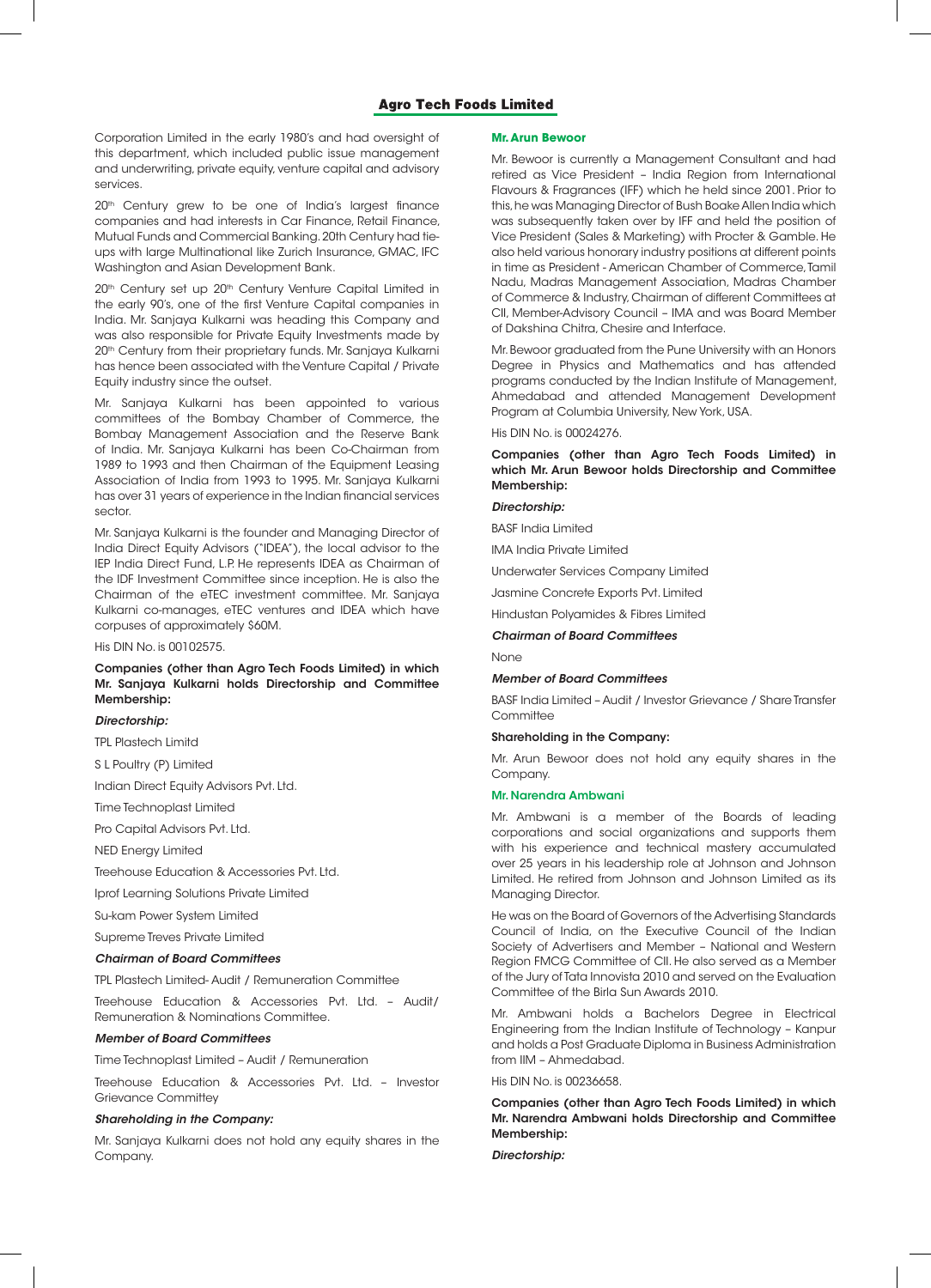Corporation Limited in the early 1980's and had oversight of this department, which included public issue management and underwriting, private equity, venture capital and advisory services.

20th Century grew to be one of India's largest finance companies and had interests in Car Finance, Retail Finance, Mutual Funds and Commercial Banking. 20th Century had tie-ups with large Multinational like Zurich Insurance, GMAC, IFC Washington and Asian Development Bank.

20th Century set up 20th Century Venture Capital Limited in the early 90's, one of the first Venture Capital companies in India. Mr. Sanjaya Kulkarni was heading this Company and was also responsible for Private Equity Investments made by 20th Century from their proprietary funds. Mr. Sanjaya Kulkarni has hence been associated with the Venture Capital / Private Equity industry since the outset.

Mr. Sanjaya Kulkarni has been appointed to various committees of the Bombay Chamber of Commerce, the Bombay Management Association and the Reserve Bank of India. Mr. Sanjaya Kulkarni has been Co-Chairman from 1989 to 1993 and then Chairman of the Equipment Leasing Association of India from 1993 to 1995. Mr. Sanjaya Kulkarni has over 31 years of experience in the Indian financial services sector.

Mr. Sanjaya Kulkarni is the founder and Managing Director of India Direct Equity Advisors ("IDEA"), the local advisor to the IEP India Direct Fund, L.P. He represents IDEA as Chairman of the IDF Investment Committee since inception. He is also the Chairman of the eTEC investment committee. Mr. Sanjaya Kulkarni co-manages, eTEC ventures and IDEA which have corpuses of approximately $60M.

His DIN No. is 00102575.

**Companies (other than Agro Tech Foods Limited) in which Mr. Sanjaya Kulkarni holds Directorship and Committee Membership:**

***Directorship:***

TPL Plastech Limitd

S L Poultry (P) Limited

Indian Direct Equity Advisors Pvt. Ltd.

Time Technoplast Limited

Pro Capital Advisors Pvt. Ltd.

NED Energy Limited

Treehouse Education & Accessories Pvt. Ltd.

Iprof Learning Solutions Private Limited

Su-kam Power System Limited

Supreme Treves Private Limited

***Chairman of Board Committees***

TPL Plastech Limited- Audit / Remuneration Committee

Treehouse Education & Accessories Pvt. Ltd. – Audit/ Remuneration & Nominations Committee.

***Member of Board Committees***

Time Technoplast Limited – Audit / Remuneration

Treehouse Education & Accessories Pvt. Ltd. – Investor Grievance Committey

***Shareholding in the Company:***

Mr. Sanjaya Kulkarni does not hold any equity shares in the Company.

### Mr. Arun Bewoor

Mr. Bewoor is currently a Management Consultant and had retired as Vice President – India Region from International Flavours & Fragrances (IFF) which he held since 2001. Prior to this, he was Managing Director of Bush Boake Allen India which was subsequently taken over by IFF and held the position of Vice President (Sales & Marketing) with Procter & Gamble. He also held various honorary industry positions at different points in time as President - American Chamber of Commerce, Tamil Nadu, Madras Management Association, Madras Chamber of Commerce & Industry, Chairman of different Committees at CII, Member-Advisory Council – IMA and was Board Member of Dakshina Chitra, Chesire and Interface.

Mr. Bewoor graduated from the Pune University with an Honors Degree in Physics and Mathematics and has attended programs conducted by the Indian Institute of Management, Ahmedabad and attended Management Development Program at Columbia University, New York, USA.

His DIN No. is 00024276.

**Companies (other than Agro Tech Foods Limited) in which Mr. Arun Bewoor holds Directorship and Committee Membership:**

***Directorship:***

BASF India Limited

IMA India Private Limited

Underwater Services Company Limited

Jasmine Concrete Exports Pvt. Limited

Hindustan Polyamides & Fibres Limited

***Chairman of Board Committees***

None

***Member of Board Committees***

BASF India Limited – Audit / Investor Grievance / Share Transfer Committee

**Shareholding in the Company:**

Mr. Arun Bewoor does not hold any equity shares in the Company.

### Mr. Narendra Ambwani

Mr. Ambwani is a member of the Boards of leading corporations and social organizations and supports them with his experience and technical mastery accumulated over 25 years in his leadership role at Johnson and Johnson Limited. He retired from Johnson and Johnson Limited as its Managing Director.

He was on the Board of Governors of the Advertising Standards Council of India, on the Executive Council of the Indian Society of Advertisers and Member – National and Western Region FMCG Committee of CII. He also served as a Member of the Jury of Tata Innovista 2010 and served on the Evaluation Committee of the Birla Sun Awards 2010.

Mr. Ambwani holds a Bachelors Degree in Electrical Engineering from the Indian Institute of Technology – Kanpur and holds a Post Graduate Diploma in Business Administration from IIM – Ahmedabad.

His DIN No. is 00236658.

**Companies (other than Agro Tech Foods Limited) in which Mr. Narendra Ambwani holds Directorship and Committee Membership:**

***Directorship:***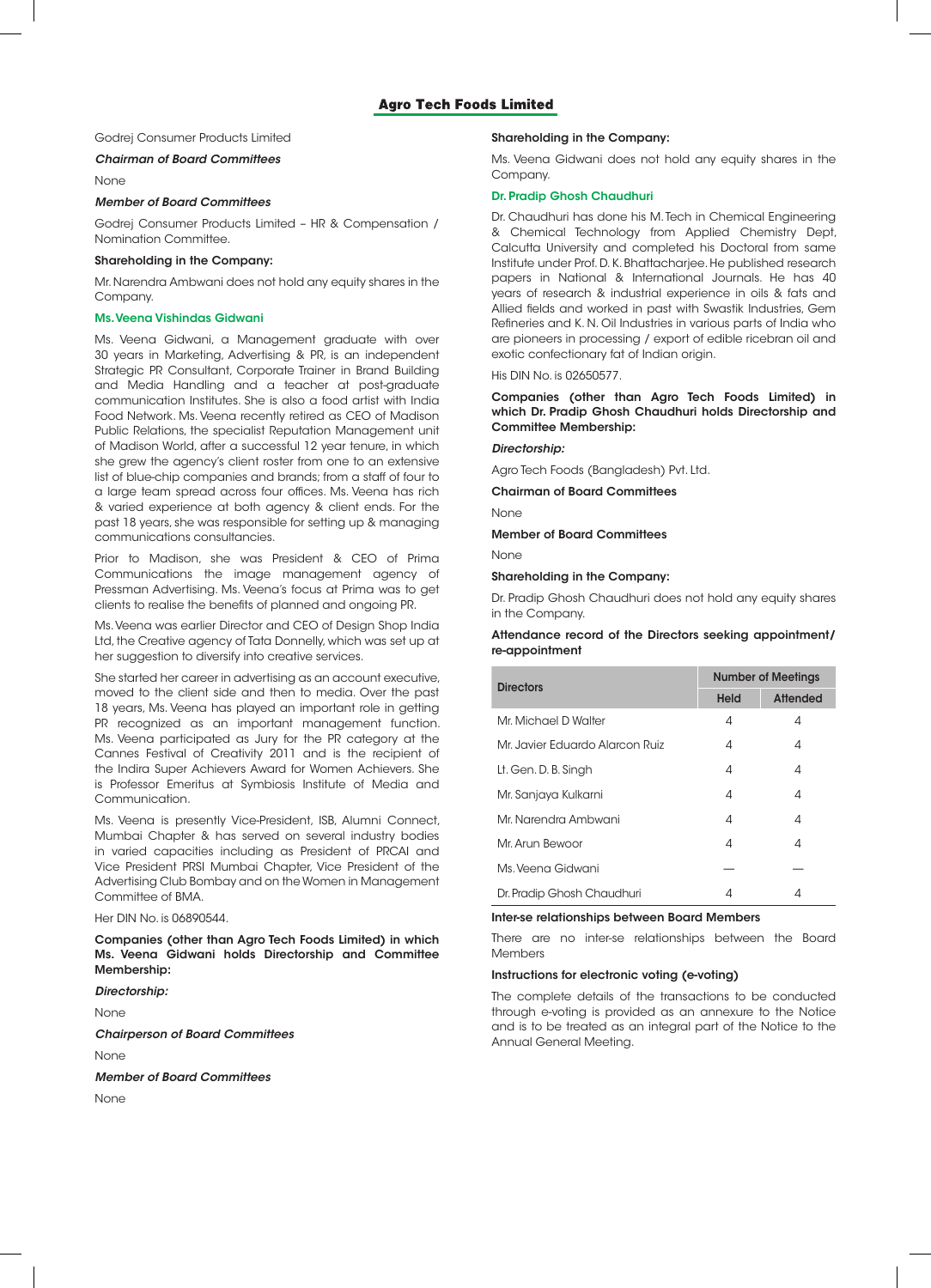Godrej Consumer Products Limited

***Chairman of Board Committees***

None

***Member of Board Committees***

Godrej Consumer Products Limited – HR & Compensation / Nomination Committee.

**Shareholding in the Company:**

Mr. Narendra Ambwani does not hold any equity shares in the Company.

### Ms. Veena Vishindas Gidwani

Ms. Veena Gidwani, a Management graduate with over 30 years in Marketing, Advertising & PR, is an independent Strategic PR Consultant, Corporate Trainer in Brand Building and Media Handling and a teacher at post-graduate communication Institutes. She is also a food artist with India Food Network. Ms. Veena recently retired as CEO of Madison Public Relations, the specialist Reputation Management unit of Madison World, after a successful 12 year tenure, in which she grew the agency's client roster from one to an extensive list of blue-chip companies and brands; from a staff of four to a large team spread across four offices. Ms. Veena has rich & varied experience at both agency & client ends. For the past 18 years, she was responsible for setting up & managing communications consultancies.

Prior to Madison, she was President & CEO of Prima Communications the image management agency of Pressman Advertising. Ms. Veena's focus at Prima was to get clients to realise the benefits of planned and ongoing PR.

Ms. Veena was earlier Director and CEO of Design Shop India Ltd, the Creative agency of Tata Donnelly, which was set up at her suggestion to diversify into creative services.

She started her career in advertising as an account executive, moved to the client side and then to media. Over the past 18 years, Ms. Veena has played an important role in getting PR recognized as an important management function. Ms. Veena participated as Jury for the PR category at the Cannes Festival of Creativity 2011 and is the recipient of the Indira Super Achievers Award for Women Achievers. She is Professor Emeritus at Symbiosis Institute of Media and Communication.

Ms. Veena is presently Vice-President, ISB, Alumni Connect, Mumbai Chapter & has served on several industry bodies in varied capacities including as President of PRCAI and Vice President PRSI Mumbai Chapter, Vice President of the Advertising Club Bombay and on the Women in Management Committee of BMA.

Her DIN No. is 06890544.

**Companies (other than Agro Tech Foods Limited) in which Ms. Veena Gidwani holds Directorship and Committee Membership:**

***Directorship:***

None

***Chairperson of Board Committees***

None

***Member of Board Committees***

None

**Shareholding in the Company:**

Ms. Veena Gidwani does not hold any equity shares in the Company.

### Dr. Pradip Ghosh Chaudhuri

Dr. Chaudhuri has done his M.Tech in Chemical Engineering & Chemical Technology from Applied Chemistry Dept, Calcutta University and completed his Doctoral from same Institute under Prof. D. K. Bhattacharjee. He published research papers in National & International Journals. He has 40 years of research & industrial experience in oils & fats and Allied fields and worked in past with Swastik Industries, Gem Refineries and K. N. Oil Industries in various parts of India who are pioneers in processing / export of edible ricebran oil and exotic confectionary fat of Indian origin.

His DIN No. is 02650577.

**Companies (other than Agro Tech Foods Limited) in which Dr. Pradip Ghosh Chaudhuri holds Directorship and Committee Membership:**

***Directorship:***

Agro Tech Foods (Bangladesh) Pvt. Ltd.

**Chairman of Board Committees**

None

**Member of Board Committees**

None

**Shareholding in the Company:**

Dr. Pradip Ghosh Chaudhuri does not hold any equity shares in the Company.

**Attendance record of the Directors seeking appointment/ re-appointment**

| Directors | Number of Meetings | |
|---|---|---|
| | Held | Attended |
| Mr. Michael D Walter | 4 | 4 |
| Mr. Javier Eduardo Alarcon Ruiz | 4 | 4 |
| Lt. Gen. D. B. Singh | 4 | 4 |
| Mr. Sanjaya Kulkarni | 4 | 4 |
| Mr. Narendra Ambwani | 4 | 4 |
| Mr. Arun Bewoor | 4 | 4 |
| Ms. Veena Gidwani | — | — |
| Dr. Pradip Ghosh Chaudhuri | 4 | 4 |

**Inter-se relationships between Board Members**

There are no inter-se relationships between the Board Members

**Instructions for electronic voting (e-voting)**

The complete details of the transactions to be conducted through e-voting is provided as an annexure to the Notice and is to be treated as an integral part of the Notice to the Annual General Meeting.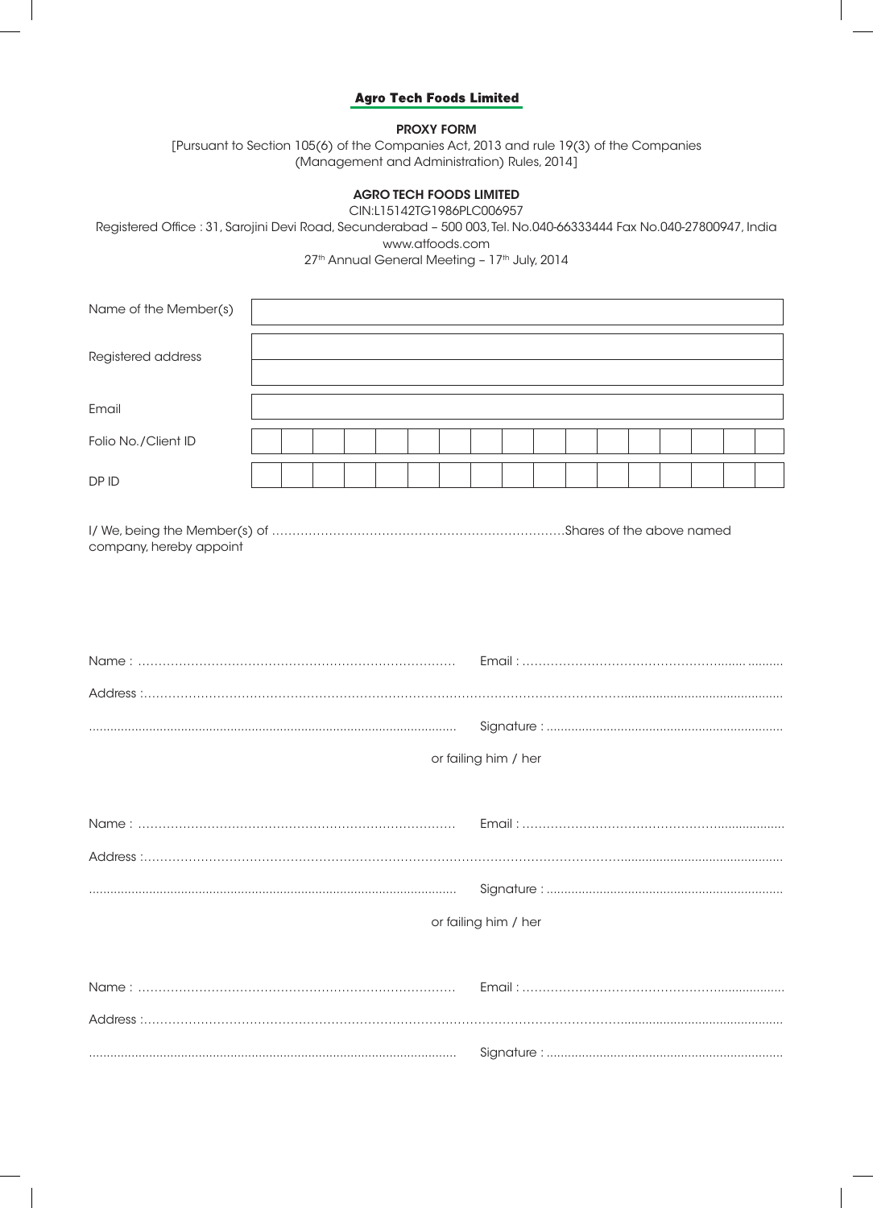**Agro Tech Foods Limited**

**PROXY FORM**

[Pursuant to Section 105(6) of the Companies Act, 2013 and rule 19(3) of the Companies (Management and Administration) Rules, 2014]

**AGRO TECH FOODS LIMITED**

CIN:L15142TG1986PLC006957

Registered Office : 31, Sarojini Devi Road, Secunderabad – 500 003, Tel. No.040-66333444 Fax No.040-27800947, India

www.atfoods.com

27th Annual General Meeting – 17th July, 2014

| | |
|---|---|
| Name of the Member(s) | |
| Registered address | |
| Email | |
| Folio No./Client ID | |
| DP ID | |

I/ We, being the Member(s) of ......................................................................Shares of the above named company, hereby appoint

Name : ............................................................................ Email : ..................................................................

Address :...........................................................................................................................................................

...................................................................................................... Signature : ..................................................................

or failing him / her

Name : ............................................................................ Email : ..................................................................

Address :...........................................................................................................................................................

...................................................................................................... Signature : ..................................................................

or failing him / her

Name : ............................................................................ Email : ..................................................................

Address :...........................................................................................................................................................

...................................................................................................... Signature : ..................................................................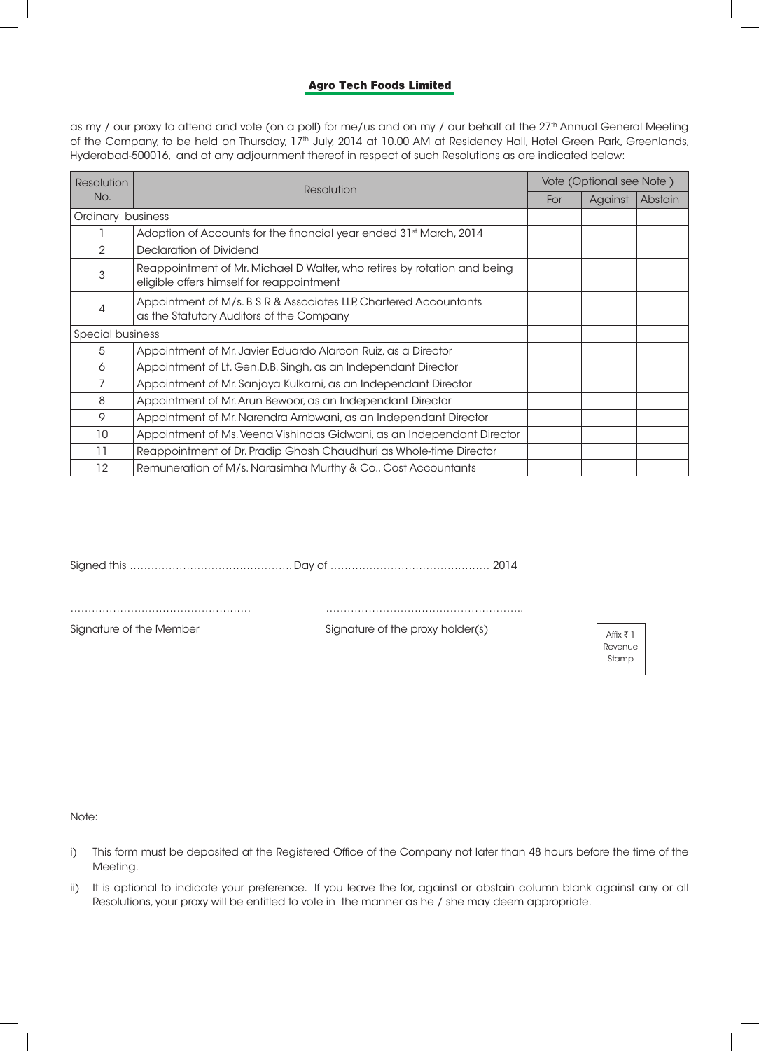## Agro Tech Foods Limited

as my / our proxy to attend and vote (on a poll) for me/us and on my / our behalf at the 27th Annual General Meeting of the Company, to be held on Thursday, 17th July, 2014 at 10.00 AM at Residency Hall, Hotel Green Park, Greenlands, Hyderabad-500016, and at any adjournment thereof in respect of such Resolutions as are indicated below:

| Resolution No. | Resolution | Vote (Optional see Note ) | | |
|---|---|---|---|---|
| | | For | Against | Abstain |
| Ordinary business | | | | |
| 1 | Adoption of Accounts for the financial year ended 31st March, 2014 | | | |
| 2 | Declaration of Dividend | | | |
| 3 | Reappointment of Mr. Michael D Walter, who retires by rotation and being eligible offers himself for reappointment | | | |
| 4 | Appointment of M/s. B S R & Associates LLP, Chartered Accountants as the Statutory Auditors of the Company | | | |
| Special business | | | | |
| 5 | Appointment of Mr. Javier Eduardo Alarcon Ruiz, as a Director | | | |
| 6 | Appointment of Lt. Gen.D.B. Singh, as an Independant Director | | | |
| 7 | Appointment of Mr. Sanjaya Kulkarni, as an Independant Director | | | |
| 8 | Appointment of Mr. Arun Bewoor, as an Independant Director | | | |
| 9 | Appointment of Mr. Narendra Ambwani, as an Independant Director | | | |
| 10 | Appointment of Ms. Veena Vishindas Gidwani, as an Independant Director | | | |
| 11 | Reappointment of Dr. Pradip Ghosh Chaudhuri as Whole-time Director | | | |
| 12 | Remuneration of M/s. Narasimha Murthy & Co., Cost Accountants | | | |

Signed this ………………………………………Day of ……………………………………… 2014

…………………………………………… ………………………………………………..

Signature of the Member Signature of the proxy holder(s)

Affix ₹ 1 Revenue Stamp

Note:

i) This form must be deposited at the Registered Office of the Company not later than 48 hours before the time of the Meeting.

ii) It is optional to indicate your preference. If you leave the for, against or abstain column blank against any or all Resolutions, your proxy will be entitled to vote in the manner as he / she may deem appropriate.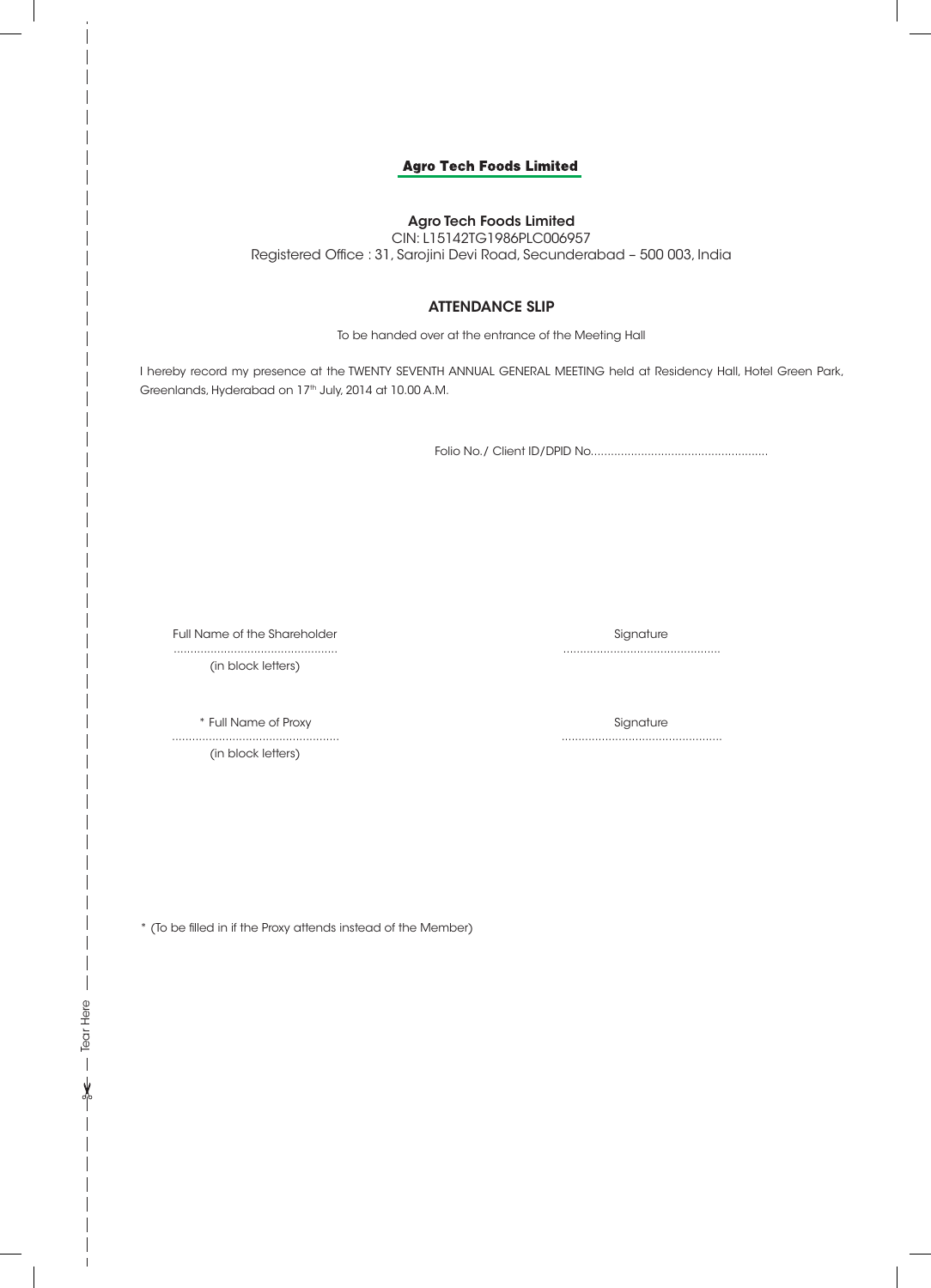**Agro Tech Foods Limited**

**Agro Tech Foods Limited**
CIN: L15142TG1986PLC006957
Registered Office : 31, Sarojini Devi Road, Secunderabad – 500 003, India

## ATTENDANCE SLIP

To be handed over at the entrance of the Meeting Hall

I hereby record my presence at the TWENTY SEVENTH ANNUAL GENERAL MEETING held at Residency Hall, Hotel Green Park, Greenlands, Hyderabad on 17th July, 2014 at 10.00 A.M.

Folio No./ Client ID/DPID No.....................................................

Full Name of the Shareholder
................................................
(in block letters)

Signature
..............................................

\* Full Name of Proxy
.................................................
(in block letters)

Signature
................................................

\* (To be filled in if the Proxy attends instead of the Member)

Tear Here